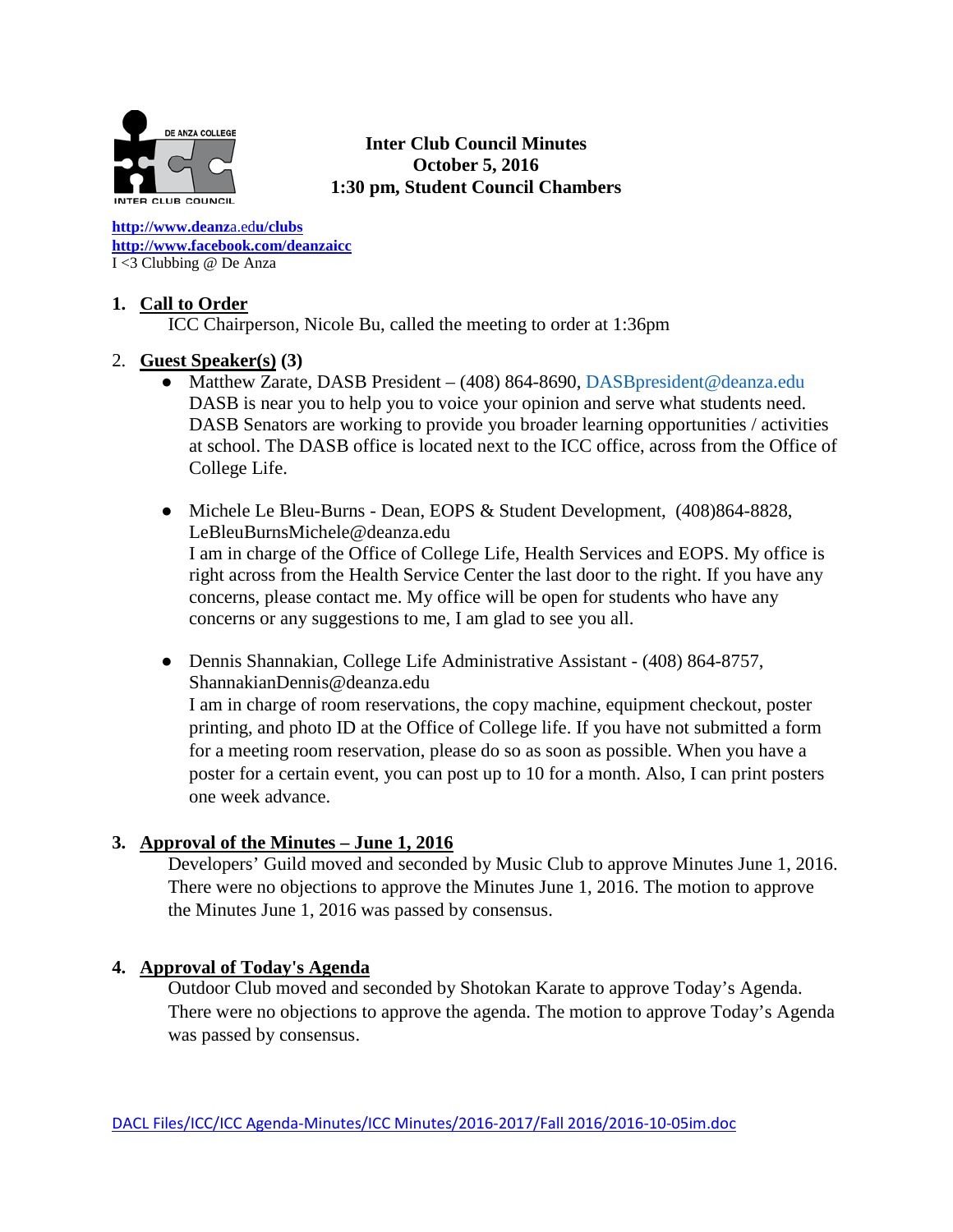**Inter Club Council Minutes**
**October 5, 2016**
**1:30 pm, Student Council Chambers**

http://www.deanza.edu/clubs
http://www.facebook.com/deanzaicc
I <3 Clubbing @ De Anza

1. **Call to Order**

   ICC Chairperson, Nicole Bu, called the meeting to order at 1:36pm

2. **Guest Speaker(s) (3)**

   - Matthew Zarate, DASB President – (408) 864-8690, DASBpresident@deanza.edu
     DASB is near you to help you to voice your opinion and serve what students need. DASB Senators are working to provide you broader learning opportunities / activities at school. The DASB office is located next to the ICC office, across from the Office of College Life.

   - Michele Le Bleu-Burns - Dean, EOPS & Student Development, (408)864-8828, LeBleuBurnsMichele@deanza.edu
     I am in charge of the Office of College Life, Health Services and EOPS. My office is right across from the Health Service Center the last door to the right. If you have any concerns, please contact me. My office will be open for students who have any concerns or any suggestions to me, I am glad to see you all.

   - Dennis Shannakian, College Life Administrative Assistant - (408) 864-8757, ShannakianDennis@deanza.edu
     I am in charge of room reservations, the copy machine, equipment checkout, poster printing, and photo ID at the Office of College life. If you have not submitted a form for a meeting room reservation, please do so as soon as possible. When you have a poster for a certain event, you can post up to 10 for a month. Also, I can print posters one week advance.

3. **Approval of the Minutes – June 1, 2016**

   Developers' Guild moved and seconded by Music Club to approve Minutes June 1, 2016. There were no objections to approve the Minutes June 1, 2016. The motion to approve the Minutes June 1, 2016 was passed by consensus.

4. **Approval of Today's Agenda**

   Outdoor Club moved and seconded by Shotokan Karate to approve Today's Agenda. There were no objections to approve the agenda. The motion to approve Today's Agenda was passed by consensus.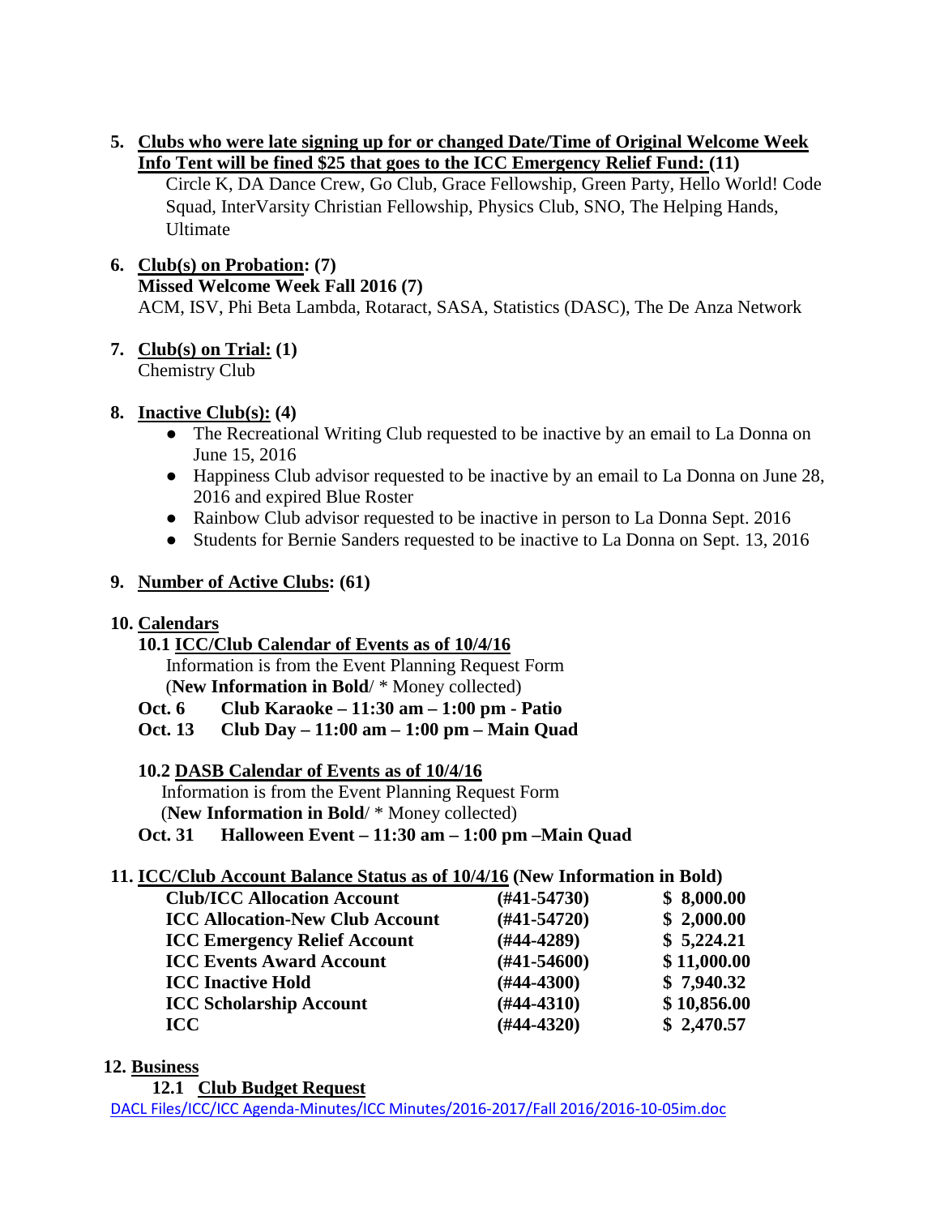5. **Clubs who were late signing up for or changed Date/Time of Original Welcome Week Info Tent will be fined $25 that goes to the ICC Emergency Relief Fund: (11)**
   Circle K, DA Dance Crew, Go Club, Grace Fellowship, Green Party, Hello World! Code Squad, InterVarsity Christian Fellowship, Physics Club, SNO, The Helping Hands, Ultimate

6. **Club(s) on Probation: (7)**
   **Missed Welcome Week Fall 2016 (7)**
   ACM, ISV, Phi Beta Lambda, Rotaract, SASA, Statistics (DASC), The De Anza Network

7. **Club(s) on Trial: (1)**
   Chemistry Club

8. **Inactive Club(s): (4)**
   - The Recreational Writing Club requested to be inactive by an email to La Donna on June 15, 2016
   - Happiness Club advisor requested to be inactive by an email to La Donna on June 28, 2016 and expired Blue Roster
   - Rainbow Club advisor requested to be inactive in person to La Donna Sept. 2016
   - Students for Bernie Sanders requested to be inactive to La Donna on Sept. 13, 2016

9. **Number of Active Clubs: (61)**

10. **Calendars**

    **10.1 ICC/Club Calendar of Events as of 10/4/16**
    Information is from the Event Planning Request Form
    (**New Information in Bold**/ * Money collected)
    **Oct. 6 Club Karaoke – 11:30 am – 1:00 pm - Patio**
    **Oct. 13 Club Day – 11:00 am – 1:00 pm – Main Quad**

    **10.2 DASB Calendar of Events as of 10/4/16**
    Information is from the Event Planning Request Form
    (**New Information in Bold**/ * Money collected)
    **Oct. 31 Halloween Event – 11:30 am – 1:00 pm –Main Quad**

11. **ICC/Club Account Balance Status as of 10/4/16 (New Information in Bold)**

| Account | Number | Balance |
|---|---|---|
| **Club/ICC Allocation Account** | **(#41-54730)** | **$ 8,000.00** |
| **ICC Allocation-New Club Account** | **(#41-54720)** | **$ 2,000.00** |
| **ICC Emergency Relief Account** | **(#44-4289)** | **$ 5,224.21** |
| **ICC Events Award Account** | **(#41-54600)** | **$ 11,000.00** |
| **ICC Inactive Hold** | **(#44-4300)** | **$ 7,940.32** |
| **ICC Scholarship Account** | **(#44-4310)** | **$ 10,856.00** |
| **ICC** | **(#44-4320)** | **$ 2,470.57** |

12. **Business**

    **12.1 Club Budget Request**

DACL Files/ICC/ICC Agenda-Minutes/ICC Minutes/2016-2017/Fall 2016/2016-10-05im.doc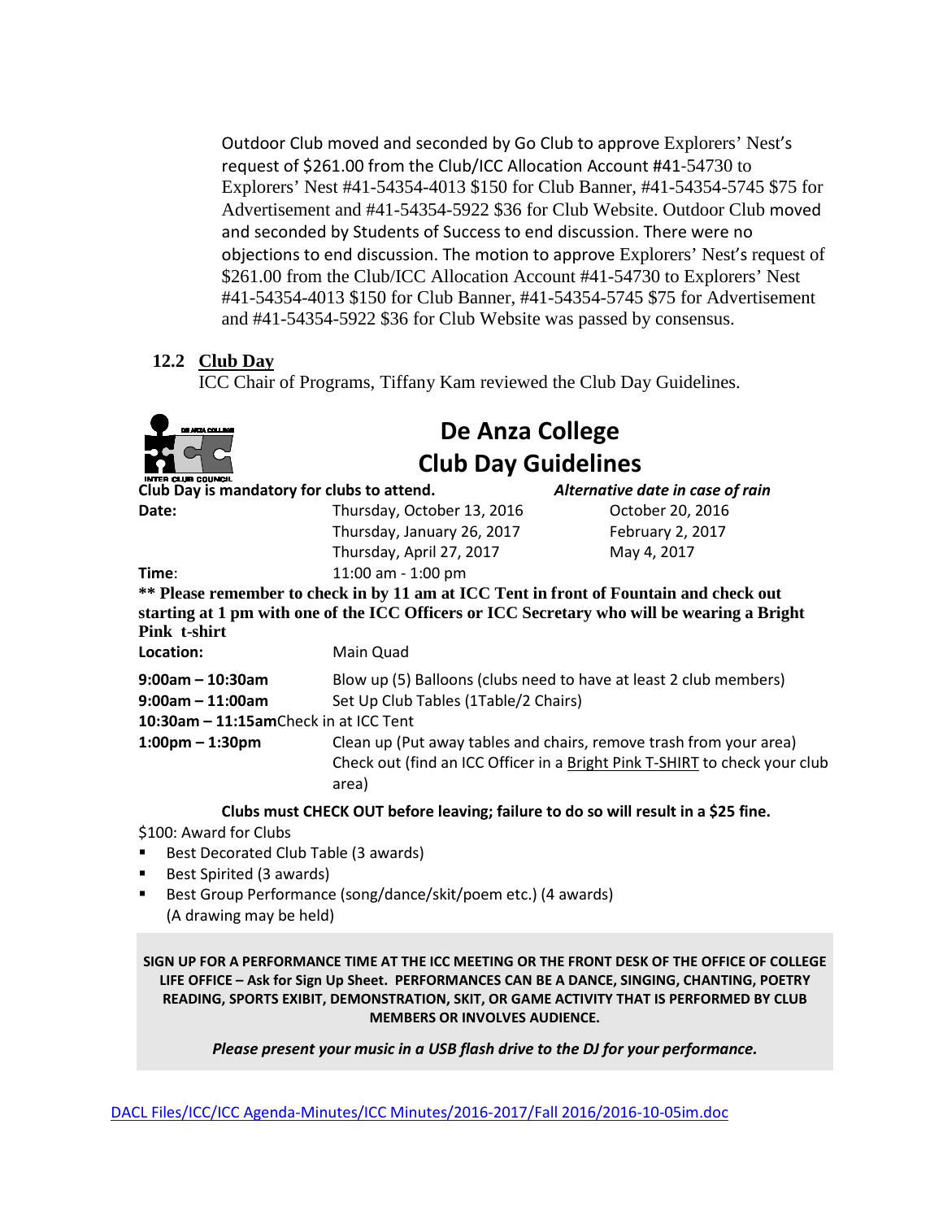Outdoor Club moved and seconded by Go Club to approve Explorers' Nest's request of $261.00 from the Club/ICC Allocation Account #41-54730 to Explorers' Nest #41-54354-4013 $150 for Club Banner, #41-54354-5745 $75 for Advertisement and #41-54354-5922 $36 for Club Website. Outdoor Club moved and seconded by Students of Success to end discussion. There were no objections to end discussion. The motion to approve Explorers' Nest's request of $261.00 from the Club/ICC Allocation Account #41-54730 to Explorers' Nest #41-54354-4013 $150 for Club Banner, #41-54354-5745 $75 for Advertisement and #41-54354-5922 $36 for Club Website was passed by consensus.

**12.2 Club Day**

ICC Chair of Programs, Tiffany Kam reviewed the Club Day Guidelines.

# De Anza College Club Day Guidelines

**Club Day is mandatory for clubs to attend.** *Alternative date in case of rain*

| | | |
|---|---|---|
| **Date:** | Thursday, October 13, 2016 | October 20, 2016 |
| | Thursday, January 26, 2017 | February 2, 2017 |
| | Thursday, April 27, 2017 | May 4, 2017 |
| **Time:** | 11:00 am - 1:00 pm | |

**\*\* Please remember to check in by 11 am at ICC Tent in front of Fountain and check out starting at 1 pm with one of the ICC Officers or ICC Secretary who will be wearing a Bright Pink t-shirt**

| | |
|---|---|
| **Location:** | Main Quad |
| **9:00am – 10:30am** | Blow up (5) Balloons (clubs need to have at least 2 club members) |
| **9:00am – 11:00am** | Set Up Club Tables (1Table/2 Chairs) |
| **10:30am – 11:15am** | Check in at ICC Tent |
| **1:00pm – 1:30pm** | Clean up (Put away tables and chairs, remove trash from your area) Check out (find an ICC Officer in a Bright Pink T-SHIRT to check your club area) |

**Clubs must CHECK OUT before leaving; failure to do so will result in a $25 fine.**

$100: Award for Clubs

- Best Decorated Club Table (3 awards)
- Best Spirited (3 awards)
- Best Group Performance (song/dance/skit/poem etc.) (4 awards) (A drawing may be held)

**SIGN UP FOR A PERFORMANCE TIME AT THE ICC MEETING OR THE FRONT DESK OF THE OFFICE OF COLLEGE LIFE OFFICE – Ask for Sign Up Sheet. PERFORMANCES CAN BE A DANCE, SINGING, CHANTING, POETRY READING, SPORTS EXIBIT, DEMONSTRATION, SKIT, OR GAME ACTIVITY THAT IS PERFORMED BY CLUB MEMBERS OR INVOLVES AUDIENCE.**

***Please present your music in a USB flash drive to the DJ for your performance.***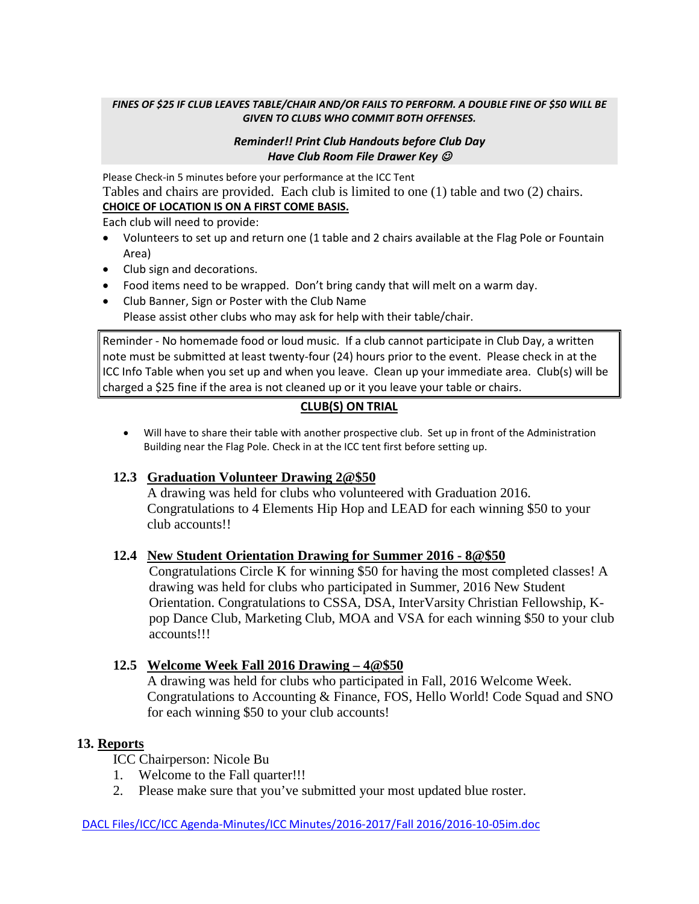***FINES OF $25 IF CLUB LEAVES TABLE/CHAIR AND/OR FAILS TO PERFORM. A DOUBLE FINE OF $50 WILL BE GIVEN TO CLUBS WHO COMMIT BOTH OFFENSES.***

***Reminder!! Print Club Handouts before Club Day***
***Have Club Room File Drawer Key ☺***

Please Check-in 5 minutes before your performance at the ICC Tent

Tables and chairs are provided. Each club is limited to one (1) table and two (2) chairs.

**CHOICE OF LOCATION IS ON A FIRST COME BASIS.**

Each club will need to provide:

- Volunteers to set up and return one (1 table and 2 chairs available at the Flag Pole or Fountain Area)
- Club sign and decorations.
- Food items need to be wrapped. Don't bring candy that will melt on a warm day.
- Club Banner, Sign or Poster with the Club Name
  Please assist other clubs who may ask for help with their table/chair.

Reminder - No homemade food or loud music. If a club cannot participate in Club Day, a written note must be submitted at least twenty-four (24) hours prior to the event. Please check in at the ICC Info Table when you set up and when you leave. Clean up your immediate area. Club(s) will be charged a $25 fine if the area is not cleaned up or it you leave your table or chairs.

**CLUB(S) ON TRIAL**

- Will have to share their table with another prospective club. Set up in front of the Administration Building near the Flag Pole. Check in at the ICC tent first before setting up.

### 12.3 Graduation Volunteer Drawing 2@$50

A drawing was held for clubs who volunteered with Graduation 2016. Congratulations to 4 Elements Hip Hop and LEAD for each winning $50 to your club accounts!!

### 12.4 New Student Orientation Drawing for Summer 2016 - 8@$50

Congratulations Circle K for winning $50 for having the most completed classes! A drawing was held for clubs who participated in Summer, 2016 New Student Orientation. Congratulations to CSSA, DSA, InterVarsity Christian Fellowship, K-pop Dance Club, Marketing Club, MOA and VSA for each winning $50 to your club accounts!!!

### 12.5 Welcome Week Fall 2016 Drawing – 4@$50

A drawing was held for clubs who participated in Fall, 2016 Welcome Week. Congratulations to Accounting & Finance, FOS, Hello World! Code Squad and SNO for each winning $50 to your club accounts!

## 13. Reports

ICC Chairperson: Nicole Bu

1. Welcome to the Fall quarter!!!
2. Please make sure that you've submitted your most updated blue roster.

DACL Files/ICC/ICC Agenda-Minutes/ICC Minutes/2016-2017/Fall 2016/2016-10-05im.doc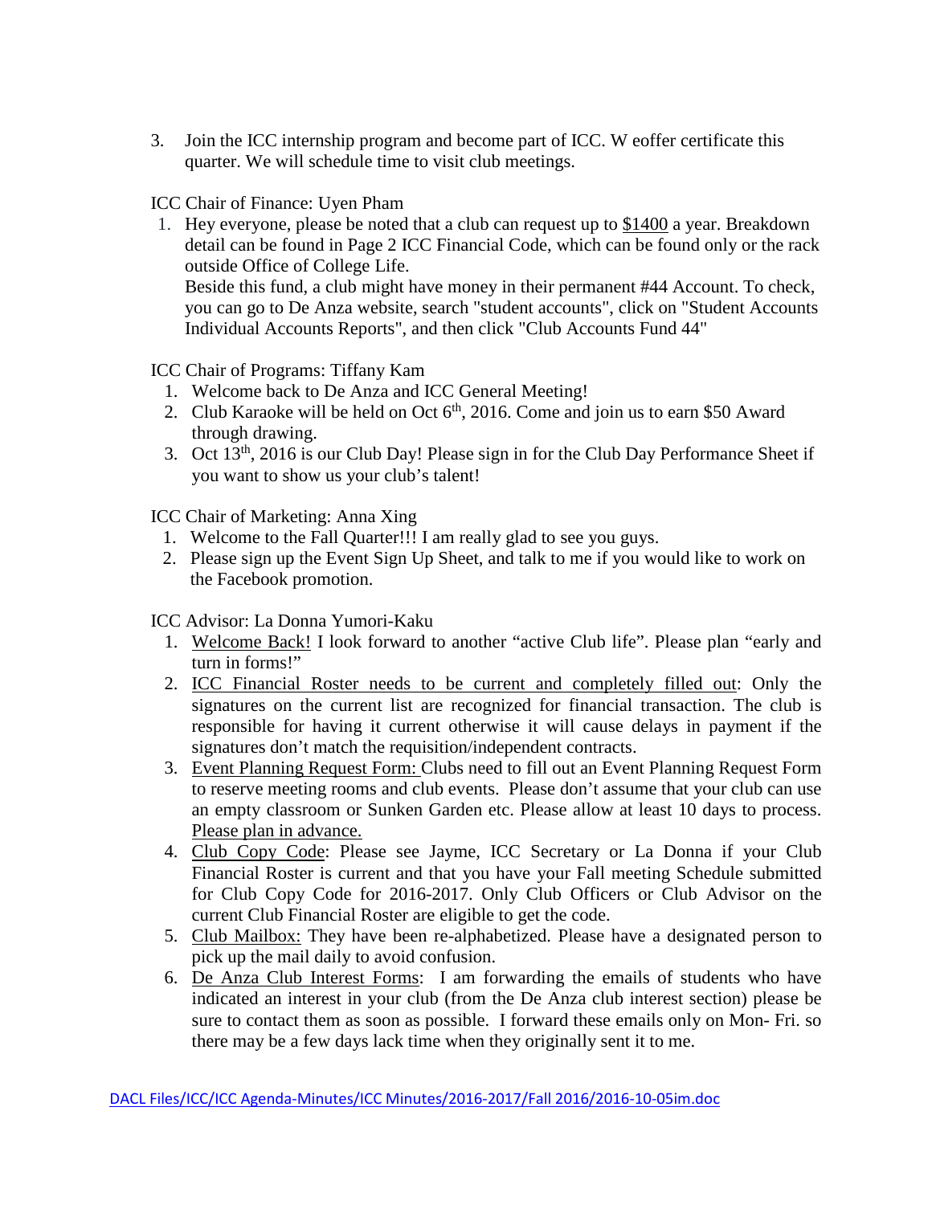3. Join the ICC internship program and become part of ICC. W eoffer certificate this quarter. We will schedule time to visit club meetings.

ICC Chair of Finance: Uyen Pham

1. Hey everyone, please be noted that a club can request up to <u>$1400</u> a year. Breakdown detail can be found in Page 2 ICC Financial Code, which can be found only or the rack outside Office of College Life.
   Beside this fund, a club might have money in their permanent #44 Account. To check, you can go to De Anza website, search "student accounts", click on "Student Accounts Individual Accounts Reports", and then click "Club Accounts Fund 44"

ICC Chair of Programs: Tiffany Kam

1. Welcome back to De Anza and ICC General Meeting!
2. Club Karaoke will be held on Oct 6th, 2016. Come and join us to earn $50 Award through drawing.
3. Oct 13th, 2016 is our Club Day! Please sign in for the Club Day Performance Sheet if you want to show us your club's talent!

ICC Chair of Marketing: Anna Xing

1. Welcome to the Fall Quarter!!! I am really glad to see you guys.
2. Please sign up the Event Sign Up Sheet, and talk to me if you would like to work on the Facebook promotion.

ICC Advisor: La Donna Yumori-Kaku

1. <u>Welcome Back!</u> I look forward to another "active Club life". Please plan "early and turn in forms!"
2. <u>ICC Financial Roster needs to be current and completely filled out</u>: Only the signatures on the current list are recognized for financial transaction. The club is responsible for having it current otherwise it will cause delays in payment if the signatures don't match the requisition/independent contracts.
3. <u>Event Planning Request Form:</u> Clubs need to fill out an Event Planning Request Form to reserve meeting rooms and club events. Please don't assume that your club can use an empty classroom or Sunken Garden etc. Please allow at least 10 days to process. <u>Please plan in advance.</u>
4. <u>Club Copy Code</u>: Please see Jayme, ICC Secretary or La Donna if your Club Financial Roster is current and that you have your Fall meeting Schedule submitted for Club Copy Code for 2016-2017. Only Club Officers or Club Advisor on the current Club Financial Roster are eligible to get the code.
5. <u>Club Mailbox:</u> They have been re-alphabetized. Please have a designated person to pick up the mail daily to avoid confusion.
6. <u>De Anza Club Interest Forms</u>: I am forwarding the emails of students who have indicated an interest in your club (from the De Anza club interest section) please be sure to contact them as soon as possible. I forward these emails only on Mon- Fri. so there may be a few days lack time when they originally sent it to me.

DACL Files/ICC/ICC Agenda-Minutes/ICC Minutes/2016-2017/Fall 2016/2016-10-05im.doc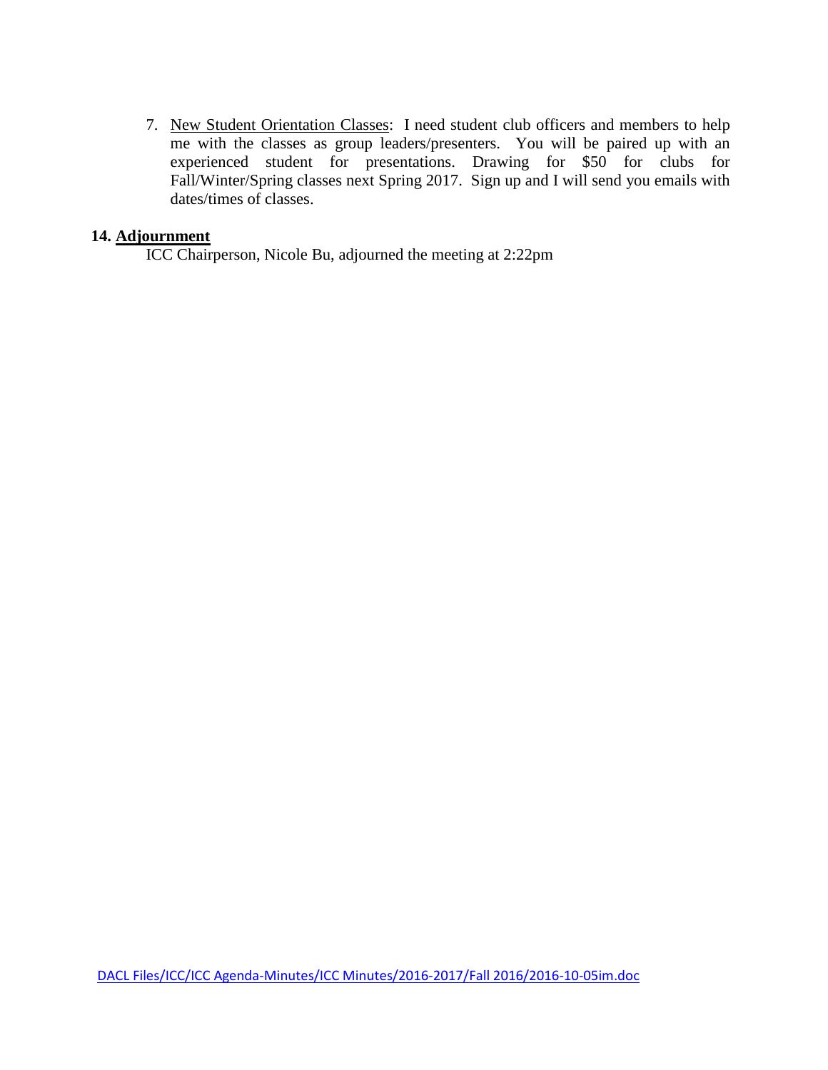7. New Student Orientation Classes: I need student club officers and members to help me with the classes as group leaders/presenters. You will be paired up with an experienced student for presentations. Drawing for $50 for clubs for Fall/Winter/Spring classes next Spring 2017. Sign up and I will send you emails with dates/times of classes.

**14. Adjournment**

ICC Chairperson, Nicole Bu, adjourned the meeting at 2:22pm